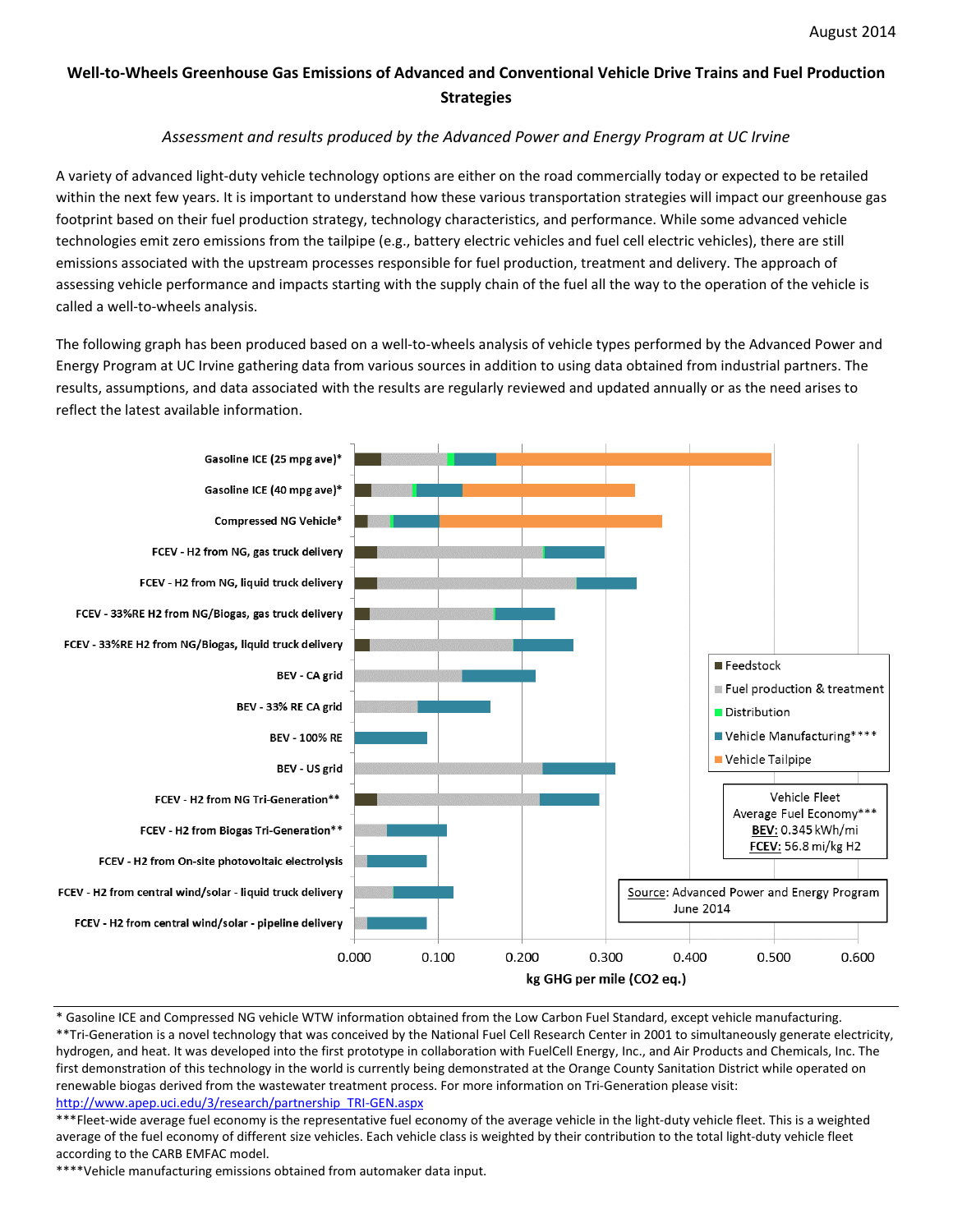August 2014

# Well-to-Wheels Greenhouse Gas Emissions of Advanced and Conventional Vehicle Drive Trains and Fuel Production Strategies

*Assessment and results produced by the Advanced Power and Energy Program at UC Irvine*

A variety of advanced light-duty vehicle technology options are either on the road commercially today or expected to be retailed within the next few years. It is important to understand how these various transportation strategies will impact our greenhouse gas footprint based on their fuel production strategy, technology characteristics, and performance. While some advanced vehicle technologies emit zero emissions from the tailpipe (e.g., battery electric vehicles and fuel cell electric vehicles), there are still emissions associated with the upstream processes responsible for fuel production, treatment and delivery. The approach of assessing vehicle performance and impacts starting with the supply chain of the fuel all the way to the operation of the vehicle is called a well-to-wheels analysis.

The following graph has been produced based on a well-to-wheels analysis of vehicle types performed by the Advanced Power and Energy Program at UC Irvine gathering data from various sources in addition to using data obtained from industrial partners. The results, assumptions, and data associated with the results are regularly reviewed and updated annually or as the need arises to reflect the latest available information.

Chart categories (y-axis):
- Gasoline ICE (25 mpg ave)*
- Gasoline ICE (40 mpg ave)*
- Compressed NG Vehicle*
- FCEV - H2 from NG, gas truck delivery
- FCEV - H2 from NG, liquid truck delivery
- FCEV - 33%RE H2 from NG/Biogas, gas truck delivery
- FCEV - 33%RE H2 from NG/Biogas, liquid truck delivery
- BEV - CA grid
- BEV - 33% RE CA grid
- BEV - 100% RE
- BEV - US grid
- FCEV - H2 from NG Tri-Generation**
- FCEV - H2 from Biogas Tri-Generation**
- FCEV - H2 from On-site photovoltaic electrolysis
- FCEV - H2 from central wind/solar - liquid truck delivery
- FCEV - H2 from central wind/solar - pipeline delivery

Legend: Feedstock; Fuel production & treatment; Distribution; Vehicle Manufacturing****; Vehicle Tailpipe

X-axis: kg GHG per mile (CO2 eq.) — 0.000, 0.100, 0.200, 0.300, 0.400, 0.500, 0.600

Vehicle Fleet Average Fuel Economy***
**BEV:** 0.345 kWh/mi
**FCEV:** 56.8 mi/kg H2

Source: Advanced Power and Energy Program June 2014

\* Gasoline ICE and Compressed NG vehicle WTW information obtained from the Low Carbon Fuel Standard, except vehicle manufacturing.

\*\*Tri-Generation is a novel technology that was conceived by the National Fuel Cell Research Center in 2001 to simultaneously generate electricity, hydrogen, and heat. It was developed into the first prototype in collaboration with FuelCell Energy, Inc., and Air Products and Chemicals, Inc. The first demonstration of this technology in the world is currently being demonstrated at the Orange County Sanitation District while operated on renewable biogas derived from the wastewater treatment process. For more information on Tri-Generation please visit: http://www.apep.uci.edu/3/research/partnership_TRI-GEN.aspx

\*\*\*Fleet-wide average fuel economy is the representative fuel economy of the average vehicle in the light-duty vehicle fleet. This is a weighted average of the fuel economy of different size vehicles. Each vehicle class is weighted by their contribution to the total light-duty vehicle fleet according to the CARB EMFAC model.

\*\*\*\*Vehicle manufacturing emissions obtained from automaker data input.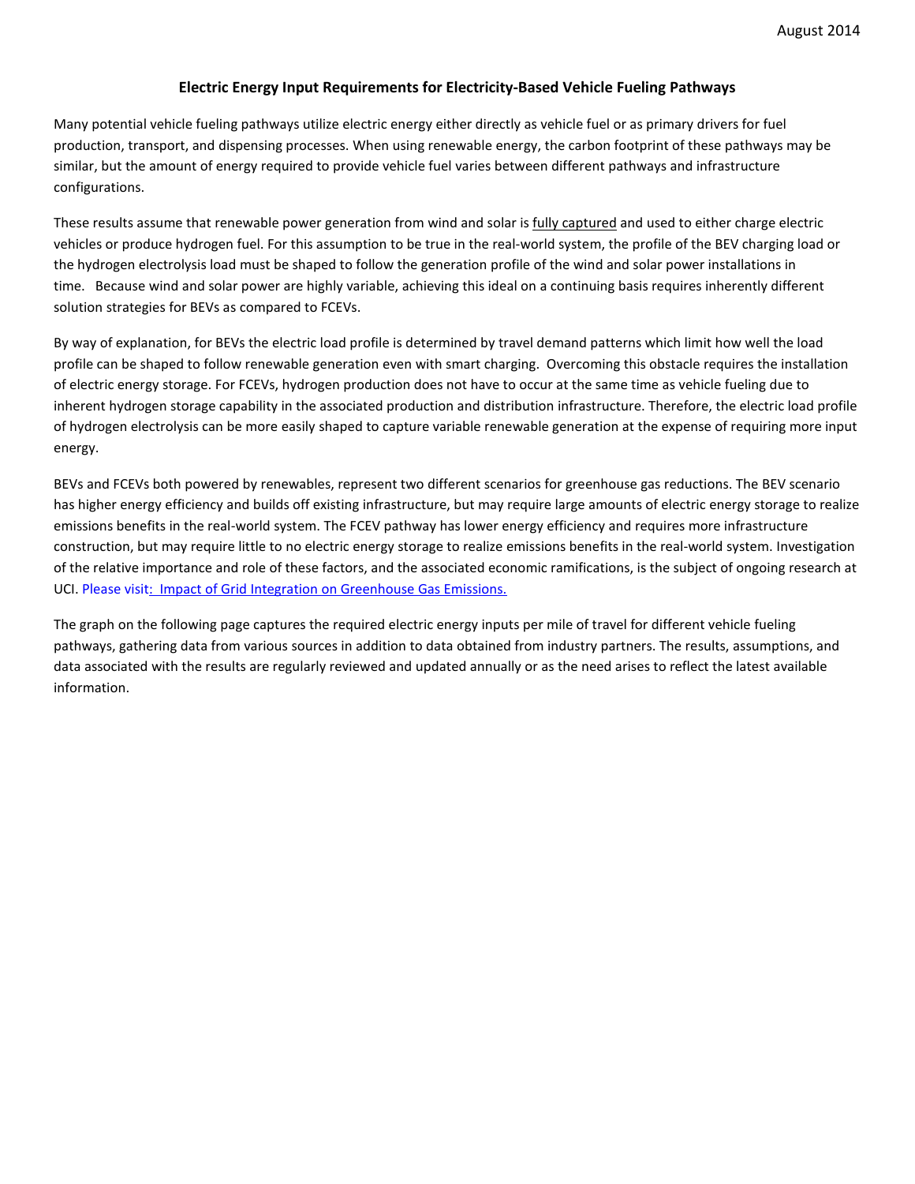August 2014

### Electric Energy Input Requirements for Electricity-Based Vehicle Fueling Pathways

Many potential vehicle fueling pathways utilize electric energy either directly as vehicle fuel or as primary drivers for fuel production, transport, and dispensing processes. When using renewable energy, the carbon footprint of these pathways may be similar, but the amount of energy required to provide vehicle fuel varies between different pathways and infrastructure configurations.

These results assume that renewable power generation from wind and solar is fully captured and used to either charge electric vehicles or produce hydrogen fuel. For this assumption to be true in the real-world system, the profile of the BEV charging load or the hydrogen electrolysis load must be shaped to follow the generation profile of the wind and solar power installations in time. Because wind and solar power are highly variable, achieving this ideal on a continuing basis requires inherently different solution strategies for BEVs as compared to FCEVs.

By way of explanation, for BEVs the electric load profile is determined by travel demand patterns which limit how well the load profile can be shaped to follow renewable generation even with smart charging. Overcoming this obstacle requires the installation of electric energy storage. For FCEVs, hydrogen production does not have to occur at the same time as vehicle fueling due to inherent hydrogen storage capability in the associated production and distribution infrastructure. Therefore, the electric load profile of hydrogen electrolysis can be more easily shaped to capture variable renewable generation at the expense of requiring more input energy.

BEVs and FCEVs both powered by renewables, represent two different scenarios for greenhouse gas reductions. The BEV scenario has higher energy efficiency and builds off existing infrastructure, but may require large amounts of electric energy storage to realize emissions benefits in the real-world system. The FCEV pathway has lower energy efficiency and requires more infrastructure construction, but may require little to no electric energy storage to realize emissions benefits in the real-world system. Investigation of the relative importance and role of these factors, and the associated economic ramifications, is the subject of ongoing research at UCI. Please visit: Impact of Grid Integration on Greenhouse Gas Emissions.

The graph on the following page captures the required electric energy inputs per mile of travel for different vehicle fueling pathways, gathering data from various sources in addition to data obtained from industry partners. The results, assumptions, and data associated with the results are regularly reviewed and updated annually or as the need arises to reflect the latest available information.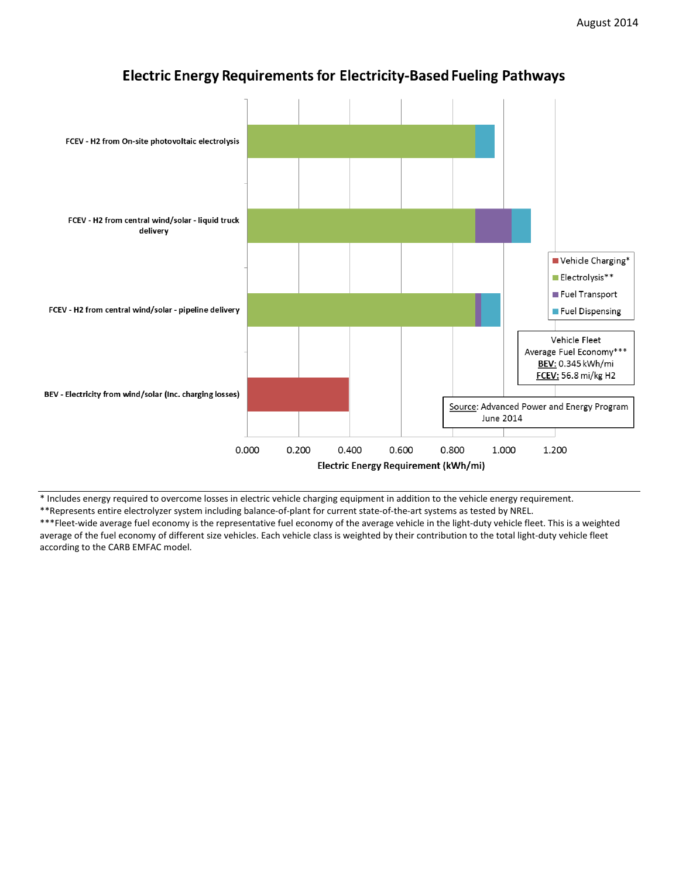August 2014

## Electric Energy Requirements for Electricity-Based Fueling Pathways

FCEV - H2 from On-site photovoltaic electrolysis

FCEV - H2 from central wind/solar - liquid truck delivery

FCEV - H2 from central wind/solar - pipeline delivery

BEV - Electricity from wind/solar (Inc. charging losses)

0.000 0.200 0.400 0.600 0.800 1.000 1.200

Electric Energy Requirement (kWh/mi)

Vehicle Charging*
Electrolysis**
Fuel Transport
Fuel Dispensing

Vehicle Fleet
Average Fuel Economy***
**BEV:** 0.345 kWh/mi
**FCEV:** 56.8 mi/kg H2

Source: Advanced Power and Energy Program
June 2014

---

* Includes energy required to overcome losses in electric vehicle charging equipment in addition to the vehicle energy requirement.
** Represents entire electrolyzer system including balance-of-plant for current state-of-the-art systems as tested by NREL.
*** Fleet-wide average fuel economy is the representative fuel economy of the average vehicle in the light-duty vehicle fleet. This is a weighted average of the fuel economy of different size vehicles. Each vehicle class is weighted by their contribution to the total light-duty vehicle fleet according to the CARB EMFAC model.